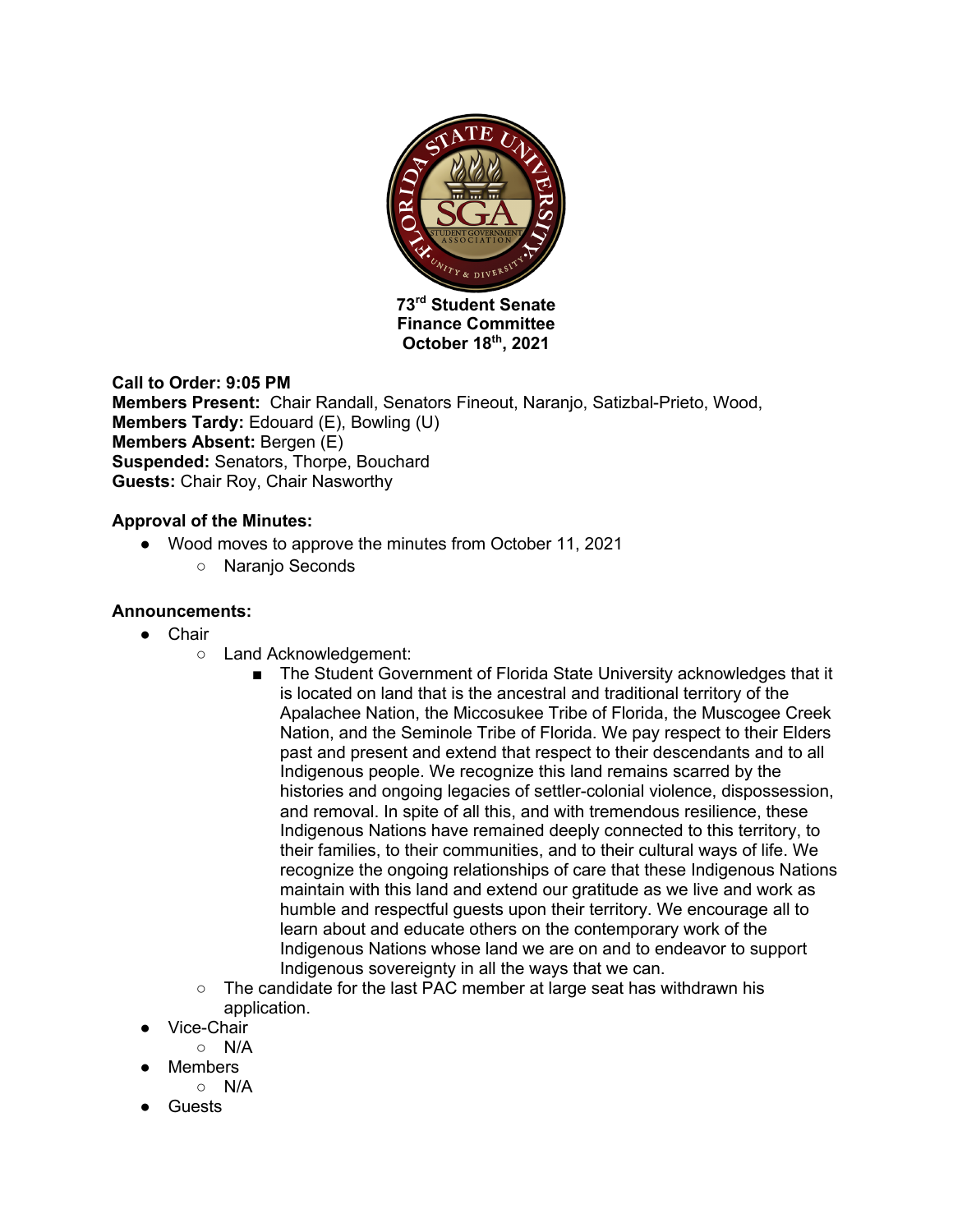**73rd Student Senate**
**Finance Committee**
**October 18th, 2021**

**Call to Order: 9:05 PM**
**Members Present:** Chair Randall, Senators Fineout, Naranjo, Satizbal-Prieto, Wood,
**Members Tardy:** Edouard (E), Bowling (U)
**Members Absent:** Bergen (E)
**Suspended:** Senators, Thorpe, Bouchard
**Guests:** Chair Roy, Chair Nasworthy

**Approval of the Minutes:**

- Wood moves to approve the minutes from October 11, 2021
  - Naranjo Seconds

**Announcements:**

- Chair
  - Land Acknowledgement:
    - The Student Government of Florida State University acknowledges that it is located on land that is the ancestral and traditional territory of the Apalachee Nation, the Miccosukee Tribe of Florida, the Muscogee Creek Nation, and the Seminole Tribe of Florida. We pay respect to their Elders past and present and extend that respect to their descendants and to all Indigenous people. We recognize this land remains scarred by the histories and ongoing legacies of settler-colonial violence, dispossession, and removal. In spite of all this, and with tremendous resilience, these Indigenous Nations have remained deeply connected to this territory, to their families, to their communities, and to their cultural ways of life. We recognize the ongoing relationships of care that these Indigenous Nations maintain with this land and extend our gratitude as we live and work as humble and respectful guests upon their territory. We encourage all to learn about and educate others on the contemporary work of the Indigenous Nations whose land we are on and to endeavor to support Indigenous sovereignty in all the ways that we can.
  - The candidate for the last PAC member at large seat has withdrawn his application.
- Vice-Chair
  - N/A
- Members
  - N/A
- Guests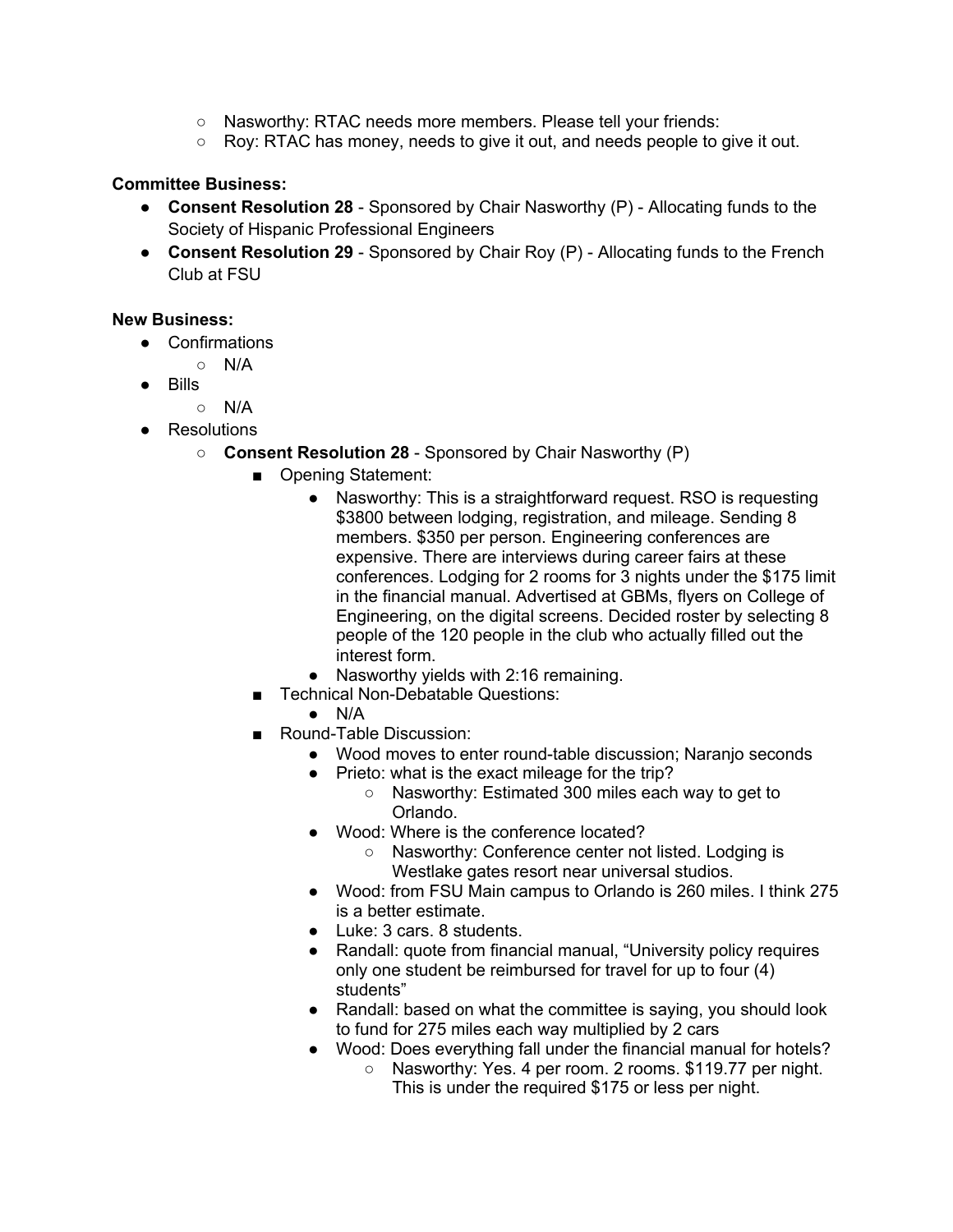- Nasworthy: RTAC needs more members. Please tell your friends:
- Roy: RTAC has money, needs to give it out, and needs people to give it out.

**Committee Business:**

- **Consent Resolution 28** - Sponsored by Chair Nasworthy (P) - Allocating funds to the Society of Hispanic Professional Engineers
- **Consent Resolution 29** - Sponsored by Chair Roy (P) - Allocating funds to the French Club at FSU

**New Business:**

- Confirmations
  - N/A
- Bills
  - N/A
- Resolutions
  - **Consent Resolution 28** - Sponsored by Chair Nasworthy (P)
    - Opening Statement:
      - Nasworthy: This is a straightforward request. RSO is requesting $3800 between lodging, registration, and mileage. Sending 8 members. $350 per person. Engineering conferences are expensive. There are interviews during career fairs at these conferences. Lodging for 2 rooms for 3 nights under the $175 limit in the financial manual. Advertised at GBMs, flyers on College of Engineering, on the digital screens. Decided roster by selecting 8 people of the 120 people in the club who actually filled out the interest form.
      - Nasworthy yields with 2:16 remaining.
    - Technical Non-Debatable Questions:
      - N/A
    - Round-Table Discussion:
      - Wood moves to enter round-table discussion; Naranjo seconds
      - Prieto: what is the exact mileage for the trip?
        - Nasworthy: Estimated 300 miles each way to get to Orlando.
      - Wood: Where is the conference located?
        - Nasworthy: Conference center not listed. Lodging is Westlake gates resort near universal studios.
      - Wood: from FSU Main campus to Orlando is 260 miles. I think 275 is a better estimate.
      - Luke: 3 cars. 8 students.
      - Randall: quote from financial manual, "University policy requires only one student be reimbursed for travel for up to four (4) students"
      - Randall: based on what the committee is saying, you should look to fund for 275 miles each way multiplied by 2 cars
      - Wood: Does everything fall under the financial manual for hotels?
        - Nasworthy: Yes. 4 per room. 2 rooms. $119.77 per night. This is under the required $175 or less per night.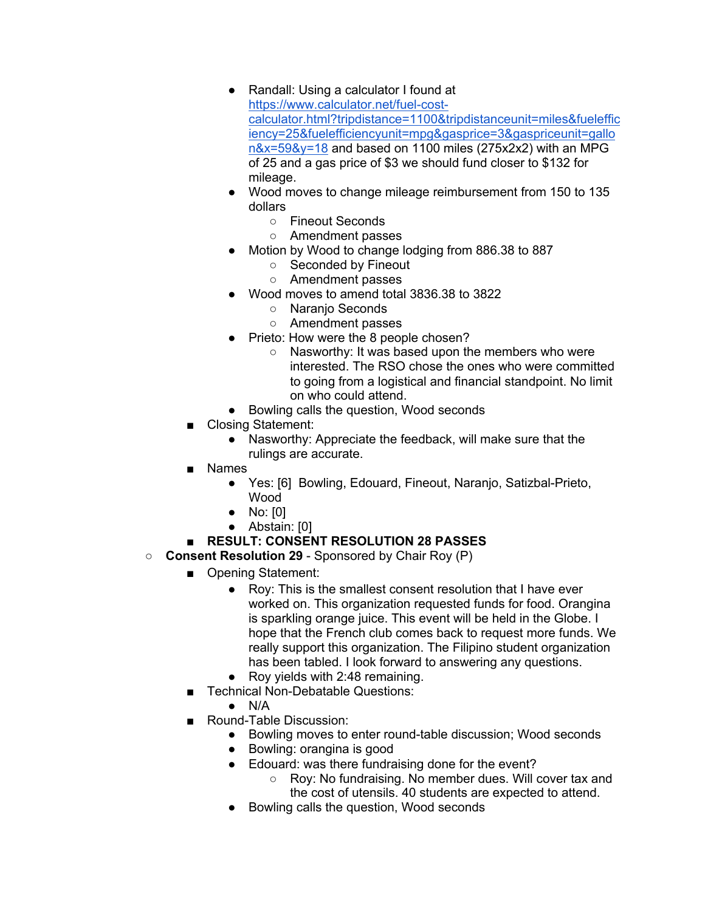- Randall: Using a calculator I found at [https://www.calculator.net/fuel-cost-calculator.html?tripdistance=1100&tripdistanceunit=miles&fuelefficiency=25&fuelefficiencyunit=mpg&gasprice=3&gaspriceunit=gallon&x=59&y=18](https://www.calculator.net/fuel-cost-calculator.html?tripdistance=1100&tripdistanceunit=miles&fuelefficiency=25&fuelefficiencyunit=mpg&gasprice=3&gaspriceunit=gallon&x=59&y=18) and based on 1100 miles (275x2x2) with an MPG of 25 and a gas price of $3 we should fund closer to $132 for mileage.
                - Wood moves to change mileage reimbursement from 150 to 135 dollars
                    - Fineout Seconds
                    - Amendment passes
                - Motion by Wood to change lodging from 886.38 to 887
                    - Seconded by Fineout
                    - Amendment passes
                - Wood moves to amend total 3836.38 to 3822
                    - Naranjo Seconds
                    - Amendment passes
                - Prieto: How were the 8 people chosen?
                    - Nasworthy: It was based upon the members who were interested. The RSO chose the ones who were committed to going from a logistical and financial standpoint. No limit on who could attend.
                - Bowling calls the question, Wood seconds
            - Closing Statement:
                - Nasworthy: Appreciate the feedback, will make sure that the rulings are accurate.
            - Names
                - Yes: [6] Bowling, Edouard, Fineout, Naranjo, Satizbal-Prieto, Wood
                - No: [0]
                - Abstain: [0]
            - **RESULT: CONSENT RESOLUTION 28 PASSES**
        - **Consent Resolution 29** - Sponsored by Chair Roy (P)
            - Opening Statement:
                - Roy: This is the smallest consent resolution that I have ever worked on. This organization requested funds for food. Orangina is sparkling orange juice. This event will be held in the Globe. I hope that the French club comes back to request more funds. We really support this organization. The Filipino student organization has been tabled. I look forward to answering any questions.
                - Roy yields with 2:48 remaining.
            - Technical Non-Debatable Questions:
                - N/A
            - Round-Table Discussion:
                - Bowling moves to enter round-table discussion; Wood seconds
                - Bowling: orangina is good
                - Edouard: was there fundraising done for the event?
                    - Roy: No fundraising. No member dues. Will cover tax and the cost of utensils. 40 students are expected to attend.
                - Bowling calls the question, Wood seconds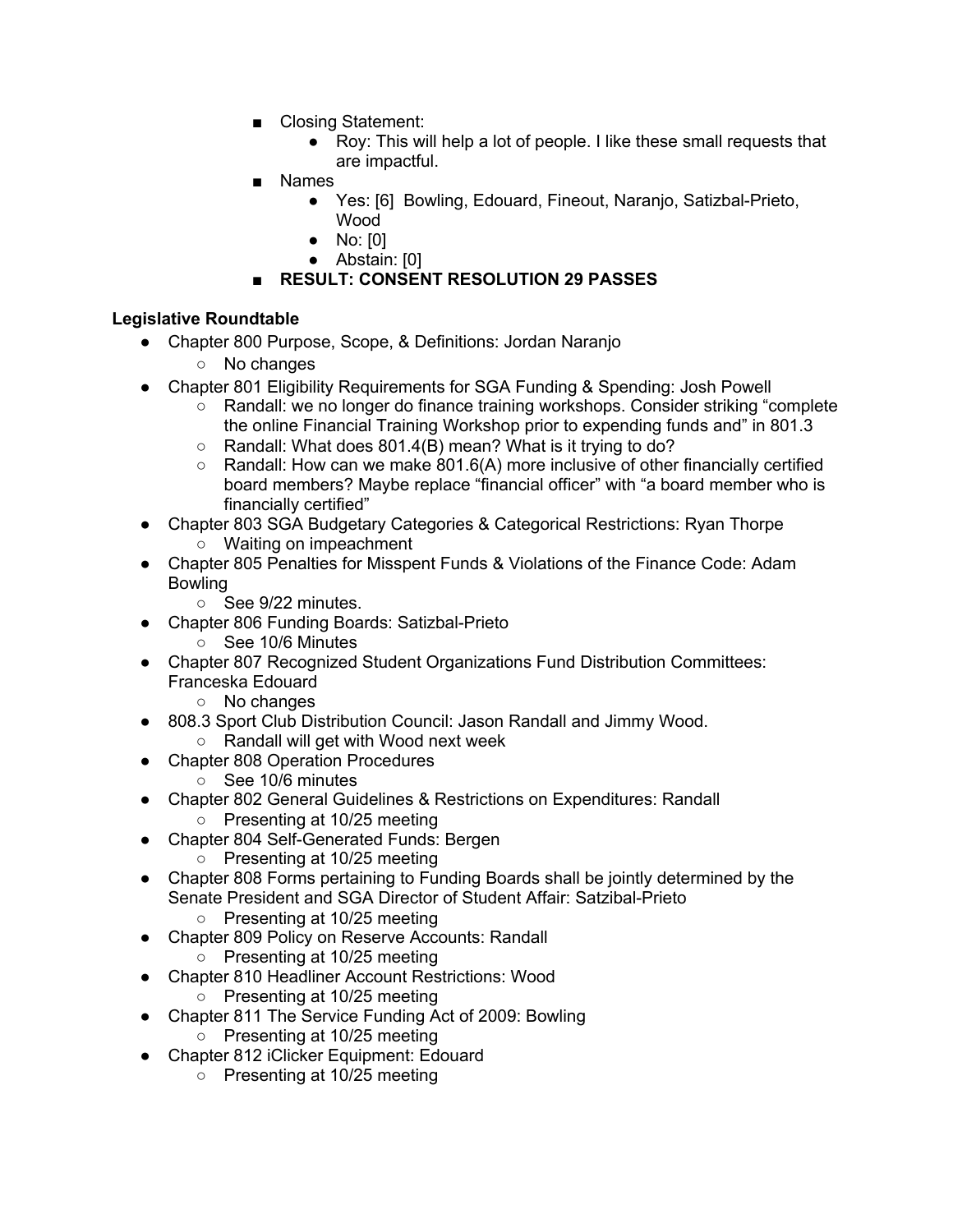- Closing Statement:
  - Roy: This will help a lot of people. I like these small requests that are impactful.
- Names
  - Yes: [6] Bowling, Edouard, Fineout, Naranjo, Satizbal-Prieto, Wood
  - No: [0]
  - Abstain: [0]
- **RESULT: CONSENT RESOLUTION 29 PASSES**

**Legislative Roundtable**

- Chapter 800 Purpose, Scope, & Definitions: Jordan Naranjo
  - No changes
- Chapter 801 Eligibility Requirements for SGA Funding & Spending: Josh Powell
  - Randall: we no longer do finance training workshops. Consider striking "complete the online Financial Training Workshop prior to expending funds and" in 801.3
  - Randall: What does 801.4(B) mean? What is it trying to do?
  - Randall: How can we make 801.6(A) more inclusive of other financially certified board members? Maybe replace "financial officer" with "a board member who is financially certified"
- Chapter 803 SGA Budgetary Categories & Categorical Restrictions: Ryan Thorpe
  - Waiting on impeachment
- Chapter 805 Penalties for Misspent Funds & Violations of the Finance Code: Adam Bowling
  - See 9/22 minutes.
- Chapter 806 Funding Boards: Satizbal-Prieto
  - See 10/6 Minutes
- Chapter 807 Recognized Student Organizations Fund Distribution Committees: Franceska Edouard
  - No changes
- 808.3 Sport Club Distribution Council: Jason Randall and Jimmy Wood.
  - Randall will get with Wood next week
- Chapter 808 Operation Procedures
  - See 10/6 minutes
- Chapter 802 General Guidelines & Restrictions on Expenditures: Randall
  - Presenting at 10/25 meeting
- Chapter 804 Self-Generated Funds: Bergen
  - Presenting at 10/25 meeting
- Chapter 808 Forms pertaining to Funding Boards shall be jointly determined by the Senate President and SGA Director of Student Affair: Satzibal-Prieto
  - Presenting at 10/25 meeting
- Chapter 809 Policy on Reserve Accounts: Randall
  - Presenting at 10/25 meeting
- Chapter 810 Headliner Account Restrictions: Wood
  - Presenting at 10/25 meeting
- Chapter 811 The Service Funding Act of 2009: Bowling
  - Presenting at 10/25 meeting
- Chapter 812 iClicker Equipment: Edouard
  - Presenting at 10/25 meeting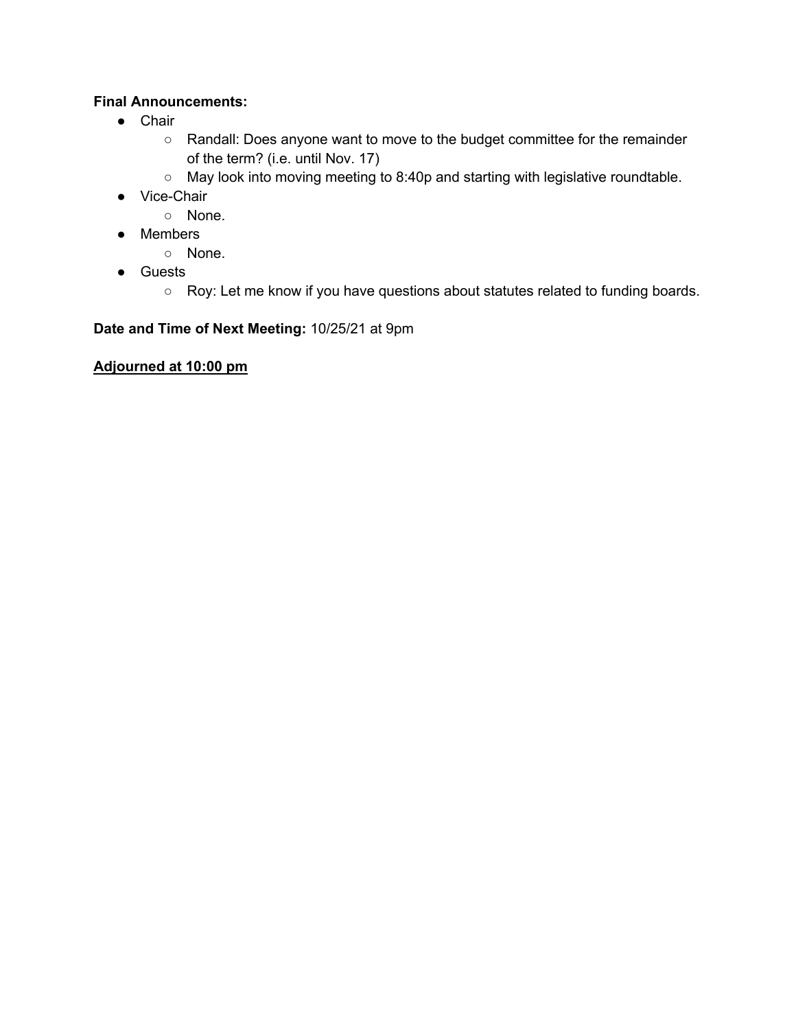**Final Announcements:**

- Chair
  - Randall: Does anyone want to move to the budget committee for the remainder of the term? (i.e. until Nov. 17)
  - May look into moving meeting to 8:40p and starting with legislative roundtable.
- Vice-Chair
  - None.
- Members
  - None.
- Guests
  - Roy: Let me know if you have questions about statutes related to funding boards.

**Date and Time of Next Meeting:** 10/25/21 at 9pm

**Adjourned at 10:00 pm**